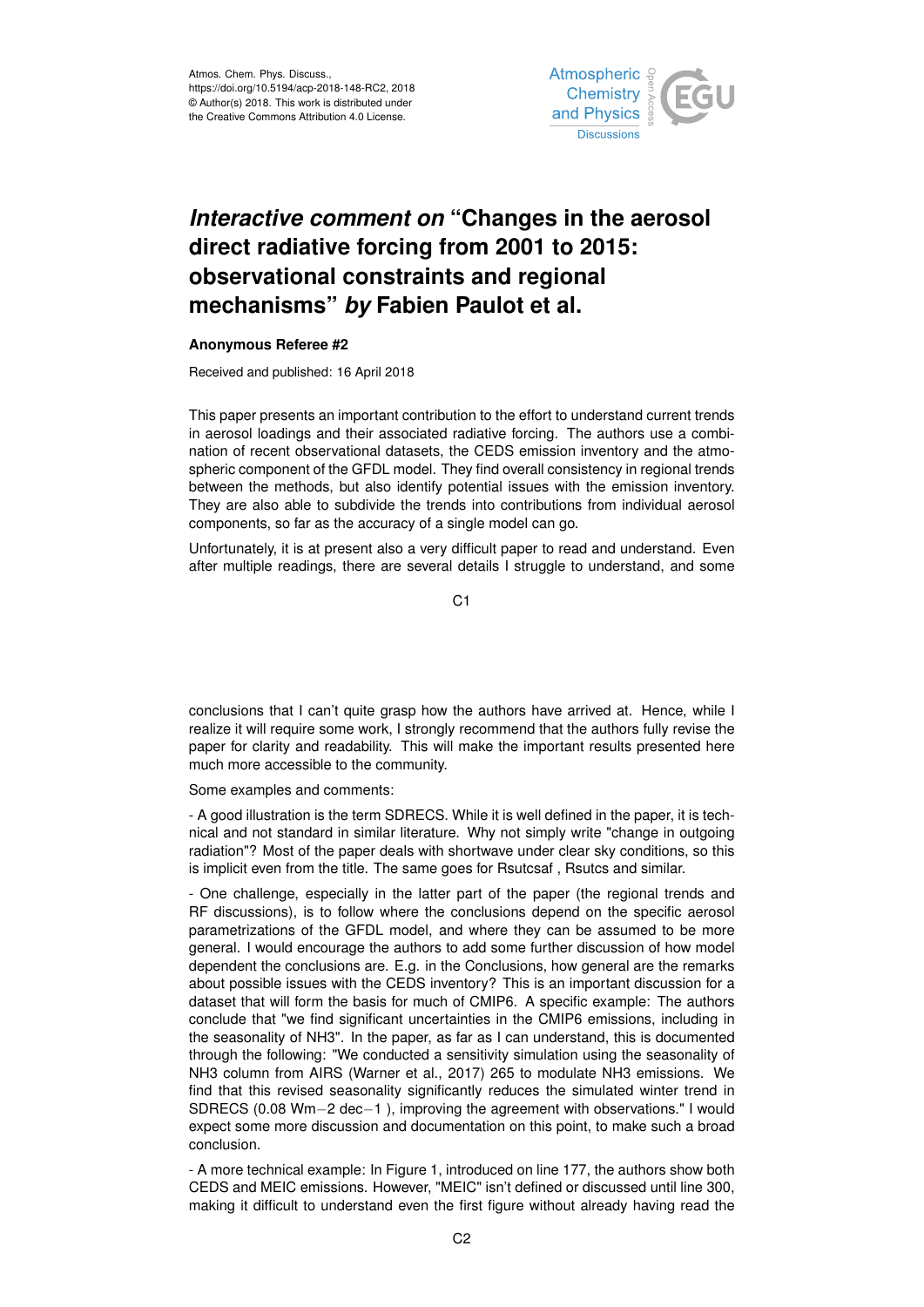Atmos. Chem. Phys. Discuss.,
https://doi.org/10.5194/acp-2018-148-RC2, 2018
© Author(s) 2018. This work is distributed under
the Creative Commons Attribution 4.0 License.

# *Interactive comment on* "Changes in the aerosol direct radiative forcing from 2001 to 2015: observational constraints and regional mechanisms" *by* Fabien Paulot et al.

**Anonymous Referee #2**

Received and published: 16 April 2018

This paper presents an important contribution to the effort to understand current trends in aerosol loadings and their associated radiative forcing. The authors use a combination of recent observational datasets, the CEDS emission inventory and the atmospheric component of the GFDL model. They find overall consistency in regional trends between the methods, but also identify potential issues with the emission inventory. They are also able to subdivide the trends into contributions from individual aerosol components, so far as the accuracy of a single model can go.

Unfortunately, it is at present also a very difficult paper to read and understand. Even after multiple readings, there are several details I struggle to understand, and some conclusions that I can't quite grasp how the authors have arrived at. Hence, while I realize it will require some work, I strongly recommend that the authors fully revise the paper for clarity and readability. This will make the important results presented here much more accessible to the community.

Some examples and comments:

- A good illustration is the term SDRECS. While it is well defined in the paper, it is technical and not standard in similar literature. Why not simply write "change in outgoing radiation"? Most of the paper deals with shortwave under clear sky conditions, so this is implicit even from the title. The same goes for Rsutcsaf , Rsutcs and similar.

- One challenge, especially in the latter part of the paper (the regional trends and RF discussions), is to follow where the conclusions depend on the specific aerosol parametrizations of the GFDL model, and where they can be assumed to be more general. I would encourage the authors to add some further discussion of how model dependent the conclusions are. E.g. in the Conclusions, how general are the remarks about possible issues with the CEDS inventory? This is an important discussion for a dataset that will form the basis for much of CMIP6. A specific example: The authors conclude that "we find significant uncertainties in the CMIP6 emissions, including in the seasonality of $NH_3$". In the paper, as far as I can understand, this is documented through the following: "We conducted a sensitivity simulation using the seasonality of $NH_3$ column from AIRS (Warner et al., 2017) 265 to modulate $NH_3$ emissions. We find that this revised seasonality significantly reduces the simulated winter trend in SDRECS (0.08 $Wm^{-2}$ $dec^{-1}$ ), improving the agreement with observations." I would expect some more discussion and documentation on this point, to make such a broad conclusion.

- A more technical example: In Figure 1, introduced on line 177, the authors show both CEDS and MEIC emissions. However, "MEIC" isn't defined or discussed until line 300, making it difficult to understand even the first figure without already having read the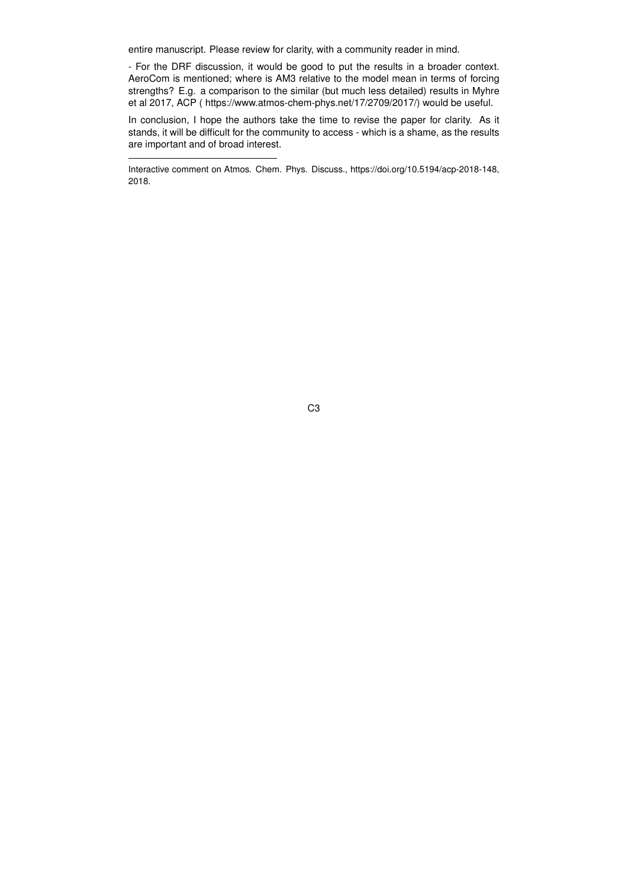entire manuscript. Please review for clarity, with a community reader in mind.

- For the DRF discussion, it would be good to put the results in a broader context. AeroCom is mentioned; where is AM3 relative to the model mean in terms of forcing strengths? E.g. a comparison to the similar (but much less detailed) results in Myhre et al 2017, ACP ( https://www.atmos-chem-phys.net/17/2709/2017/) would be useful.

In conclusion, I hope the authors take the time to revise the paper for clarity. As it stands, it will be difficult for the community to access - which is a shame, as the results are important and of broad interest.

---

Interactive comment on Atmos. Chem. Phys. Discuss., https://doi.org/10.5194/acp-2018-148, 2018.